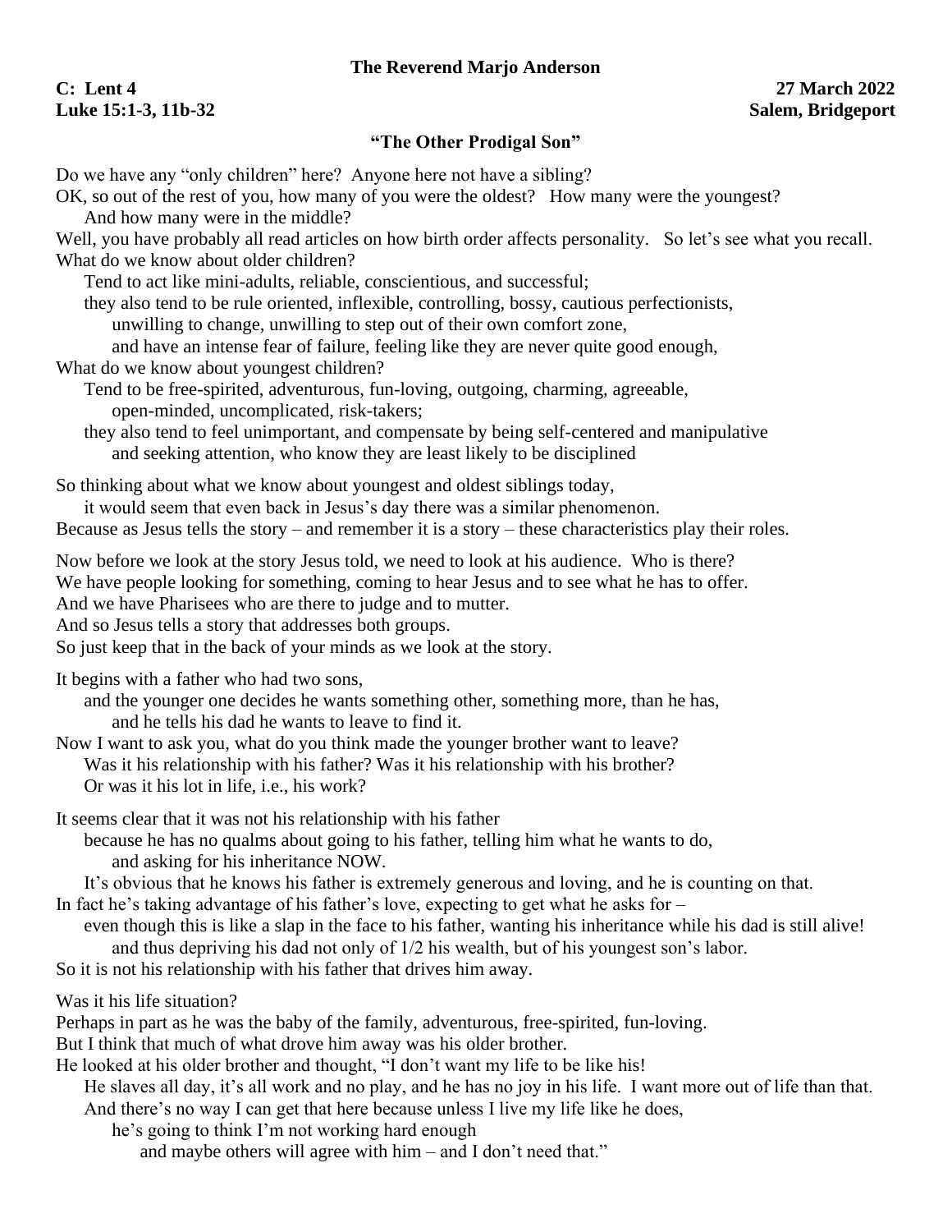**The Reverend Marjo Anderson**

**C: Lent 4** **27 March 2022**
**Luke 15:1-3, 11b-32** **Salem, Bridgeport**

## "The Other Prodigal Son"

Do we have any "only children" here? Anyone here not have a sibling?
OK, so out of the rest of you, how many of you were the oldest? How many were the youngest?
And how many were in the middle?
Well, you have probably all read articles on how birth order affects personality. So let's see what you recall.
What do we know about older children?
Tend to act like mini-adults, reliable, conscientious, and successful;
they also tend to be rule oriented, inflexible, controlling, bossy, cautious perfectionists,
unwilling to change, unwilling to step out of their own comfort zone,
and have an intense fear of failure, feeling like they are never quite good enough,
What do we know about youngest children?
Tend to be free-spirited, adventurous, fun-loving, outgoing, charming, agreeable,
open-minded, uncomplicated, risk-takers;
they also tend to feel unimportant, and compensate by being self-centered and manipulative
and seeking attention, who know they are least likely to be disciplined

So thinking about what we know about youngest and oldest siblings today,
it would seem that even back in Jesus's day there was a similar phenomenon.
Because as Jesus tells the story – and remember it is a story – these characteristics play their roles.

Now before we look at the story Jesus told, we need to look at his audience. Who is there?
We have people looking for something, coming to hear Jesus and to see what he has to offer.
And we have Pharisees who are there to judge and to mutter.
And so Jesus tells a story that addresses both groups.
So just keep that in the back of your minds as we look at the story.

It begins with a father who had two sons,
and the younger one decides he wants something other, something more, than he has,
and he tells his dad he wants to leave to find it.
Now I want to ask you, what do you think made the younger brother want to leave?
Was it his relationship with his father? Was it his relationship with his brother?
Or was it his lot in life, i.e., his work?

It seems clear that it was not his relationship with his father
because he has no qualms about going to his father, telling him what he wants to do,
and asking for his inheritance NOW.
It's obvious that he knows his father is extremely generous and loving, and he is counting on that.
In fact he's taking advantage of his father's love, expecting to get what he asks for –
even though this is like a slap in the face to his father, wanting his inheritance while his dad is still alive!
and thus depriving his dad not only of 1/2 his wealth, but of his youngest son's labor.
So it is not his relationship with his father that drives him away.

Was it his life situation?
Perhaps in part as he was the baby of the family, adventurous, free-spirited, fun-loving.
But I think that much of what drove him away was his older brother.
He looked at his older brother and thought, "I don't want my life to be like his!
He slaves all day, it's all work and no play, and he has no joy in his life. I want more out of life than that.
And there's no way I can get that here because unless I live my life like he does,
he's going to think I'm not working hard enough
and maybe others will agree with him – and I don't need that."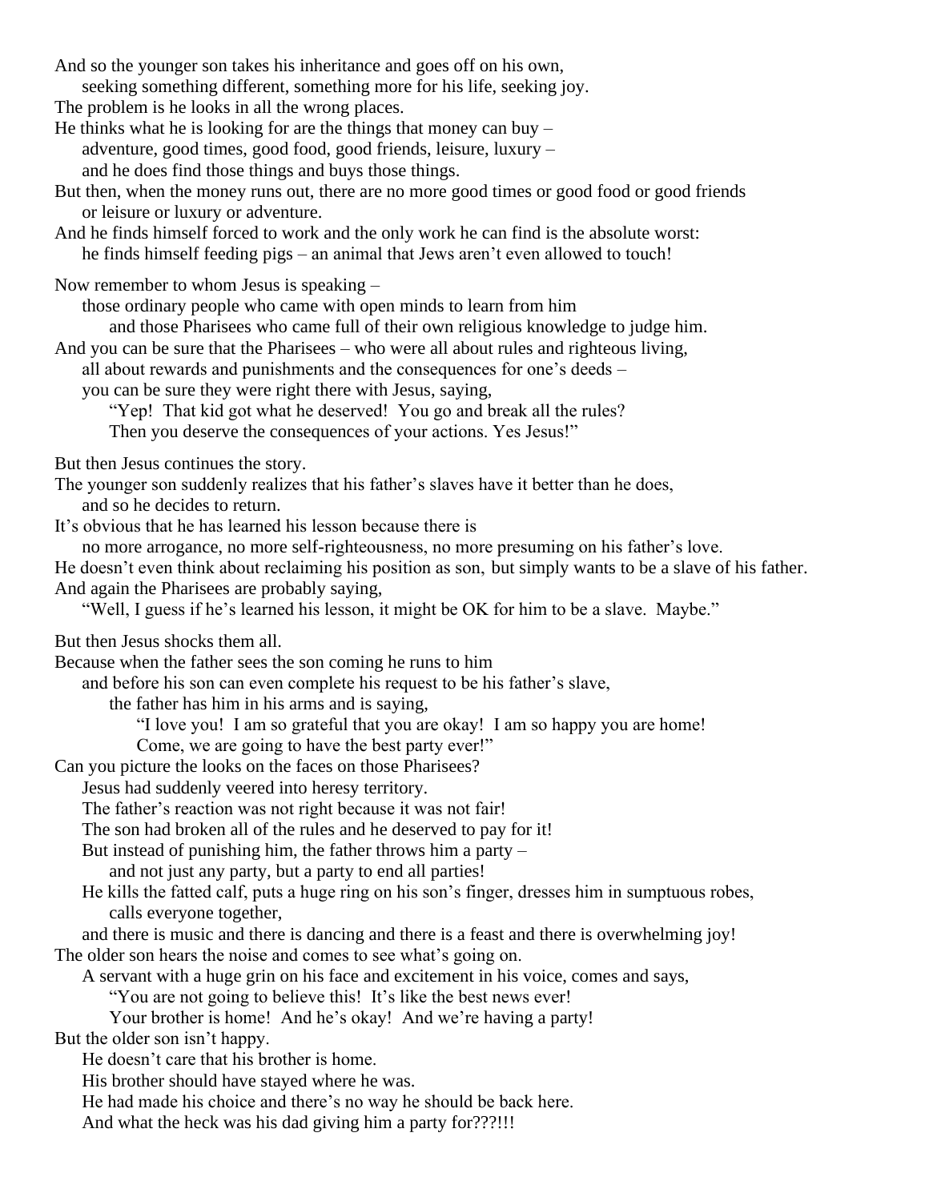And so the younger son takes his inheritance and goes off on his own,
seeking something different, something more for his life, seeking joy.
The problem is he looks in all the wrong places.
He thinks what he is looking for are the things that money can buy –
adventure, good times, good food, good friends, leisure, luxury –
and he does find those things and buys those things.
But then, when the money runs out, there are no more good times or good food or good friends
or leisure or luxury or adventure.
And he finds himself forced to work and the only work he can find is the absolute worst:
he finds himself feeding pigs – an animal that Jews aren't even allowed to touch!

Now remember to whom Jesus is speaking –
those ordinary people who came with open minds to learn from him
and those Pharisees who came full of their own religious knowledge to judge him.
And you can be sure that the Pharisees – who were all about rules and righteous living,
all about rewards and punishments and the consequences for one's deeds –
you can be sure they were right there with Jesus, saying,
"Yep! That kid got what he deserved! You go and break all the rules?
Then you deserve the consequences of your actions. Yes Jesus!"

But then Jesus continues the story.
The younger son suddenly realizes that his father's slaves have it better than he does,
and so he decides to return.
It's obvious that he has learned his lesson because there is
no more arrogance, no more self-righteousness, no more presuming on his father's love.
He doesn't even think about reclaiming his position as son, but simply wants to be a slave of his father.
And again the Pharisees are probably saying,
"Well, I guess if he's learned his lesson, it might be OK for him to be a slave. Maybe."

But then Jesus shocks them all.
Because when the father sees the son coming he runs to him
and before his son can even complete his request to be his father's slave,
the father has him in his arms and is saying,
"I love you! I am so grateful that you are okay! I am so happy you are home!
Come, we are going to have the best party ever!"
Can you picture the looks on the faces on those Pharisees?
Jesus had suddenly veered into heresy territory.
The father's reaction was not right because it was not fair!
The son had broken all of the rules and he deserved to pay for it!
But instead of punishing him, the father throws him a party –
and not just any party, but a party to end all parties!
He kills the fatted calf, puts a huge ring on his son's finger, dresses him in sumptuous robes,
calls everyone together,
and there is music and there is dancing and there is a feast and there is overwhelming joy!
The older son hears the noise and comes to see what's going on.
A servant with a huge grin on his face and excitement in his voice, comes and says,
"You are not going to believe this! It's like the best news ever!
Your brother is home! And he's okay! And we're having a party!
But the older son isn't happy.
He doesn't care that his brother is home.
His brother should have stayed where he was.
He had made his choice and there's no way he should be back here.
And what the heck was his dad giving him a party for???!!!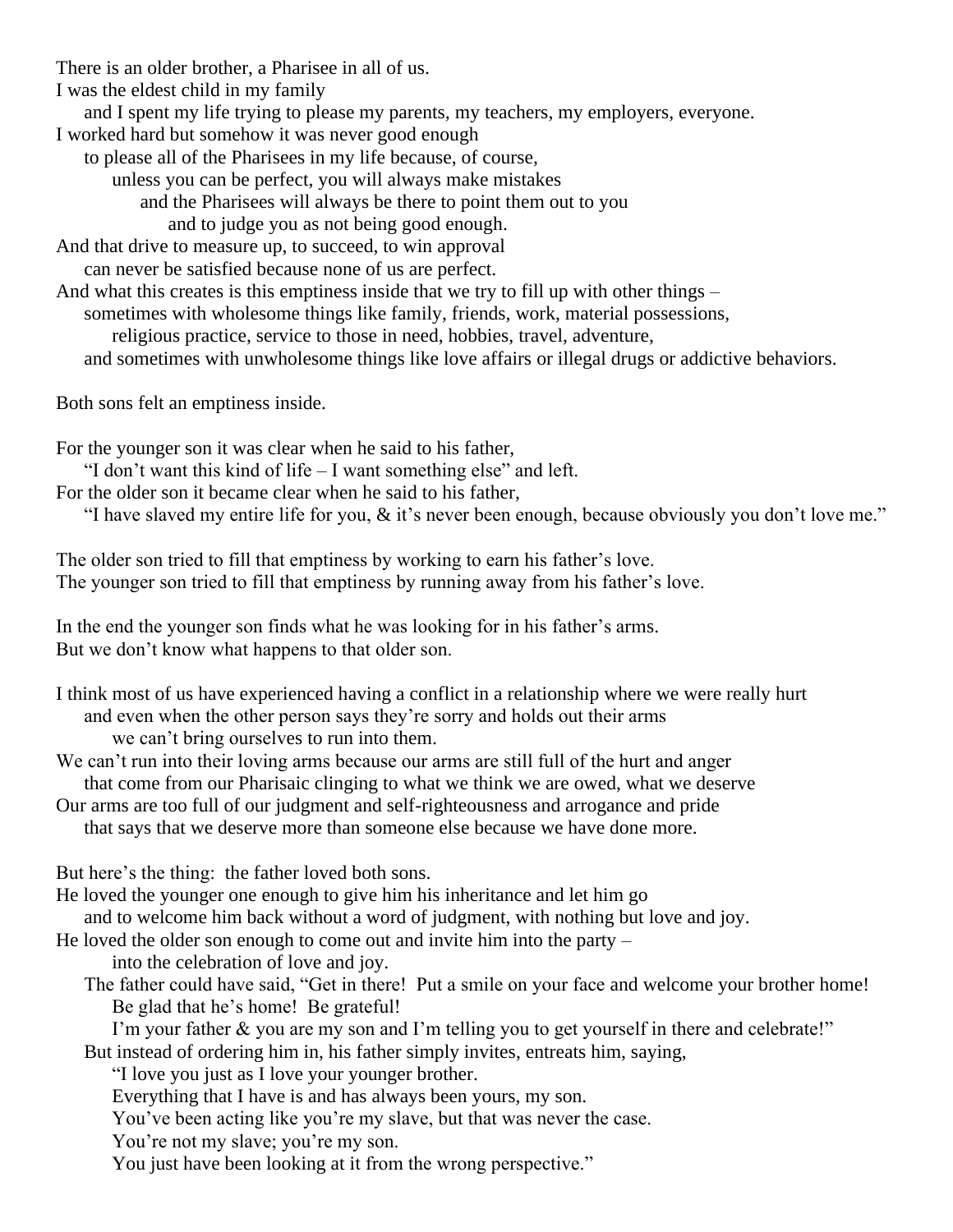There is an older brother, a Pharisee in all of us.
I was the eldest child in my family
and I spent my life trying to please my parents, my teachers, my employers, everyone.
I worked hard but somehow it was never good enough
to please all of the Pharisees in my life because, of course,
unless you can be perfect, you will always make mistakes
and the Pharisees will always be there to point them out to you
and to judge you as not being good enough.
And that drive to measure up, to succeed, to win approval
can never be satisfied because none of us are perfect.
And what this creates is this emptiness inside that we try to fill up with other things –
sometimes with wholesome things like family, friends, work, material possessions,
religious practice, service to those in need, hobbies, travel, adventure,
and sometimes with unwholesome things like love affairs or illegal drugs or addictive behaviors.

Both sons felt an emptiness inside.

For the younger son it was clear when he said to his father,
"I don't want this kind of life – I want something else" and left.
For the older son it became clear when he said to his father,
"I have slaved my entire life for you, & it's never been enough, because obviously you don't love me."

The older son tried to fill that emptiness by working to earn his father's love.
The younger son tried to fill that emptiness by running away from his father's love.

In the end the younger son finds what he was looking for in his father's arms.
But we don't know what happens to that older son.

I think most of us have experienced having a conflict in a relationship where we were really hurt
and even when the other person says they're sorry and holds out their arms
we can't bring ourselves to run into them.
We can't run into their loving arms because our arms are still full of the hurt and anger
that come from our Pharisaic clinging to what we think we are owed, what we deserve
Our arms are too full of our judgment and self-righteousness and arrogance and pride
that says that we deserve more than someone else because we have done more.

But here's the thing: the father loved both sons.
He loved the younger one enough to give him his inheritance and let him go
and to welcome him back without a word of judgment, with nothing but love and joy.
He loved the older son enough to come out and invite him into the party –
into the celebration of love and joy.
The father could have said, "Get in there! Put a smile on your face and welcome your brother home!
Be glad that he's home! Be grateful!
I'm your father & you are my son and I'm telling you to get yourself in there and celebrate!"
But instead of ordering him in, his father simply invites, entreats him, saying,
"I love you just as I love your younger brother.
Everything that I have is and has always been yours, my son.
You've been acting like you're my slave, but that was never the case.
You're not my slave; you're my son.
You just have been looking at it from the wrong perspective."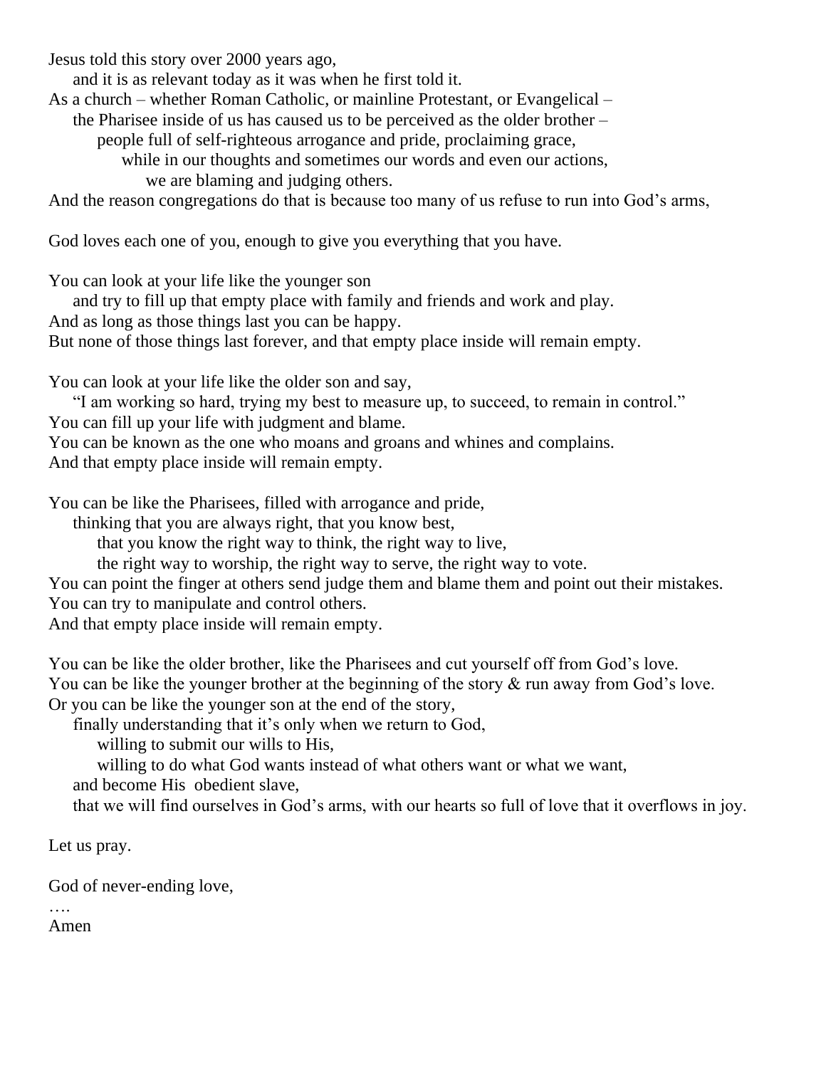Jesus told this story over 2000 years ago,
and it is as relevant today as it was when he first told it.
As a church – whether Roman Catholic, or mainline Protestant, or Evangelical –
the Pharisee inside of us has caused us to be perceived as the older brother –
people full of self-righteous arrogance and pride, proclaiming grace,
while in our thoughts and sometimes our words and even our actions,
we are blaming and judging others.
And the reason congregations do that is because too many of us refuse to run into God's arms,

God loves each one of you, enough to give you everything that you have.

You can look at your life like the younger son
and try to fill up that empty place with family and friends and work and play.
And as long as those things last you can be happy.
But none of those things last forever, and that empty place inside will remain empty.

You can look at your life like the older son and say,
"I am working so hard, trying my best to measure up, to succeed, to remain in control."
You can fill up your life with judgment and blame.
You can be known as the one who moans and groans and whines and complains.
And that empty place inside will remain empty.

You can be like the Pharisees, filled with arrogance and pride,
thinking that you are always right, that you know best,
that you know the right way to think, the right way to live,
the right way to worship, the right way to serve, the right way to vote.
You can point the finger at others send judge them and blame them and point out their mistakes.
You can try to manipulate and control others.
And that empty place inside will remain empty.

You can be like the older brother, like the Pharisees and cut yourself off from God's love.
You can be like the younger brother at the beginning of the story & run away from God's love.
Or you can be like the younger son at the end of the story,
finally understanding that it's only when we return to God,
willing to submit our wills to His,
willing to do what God wants instead of what others want or what we want,
and become His obedient slave,
that we will find ourselves in God's arms, with our hearts so full of love that it overflows in joy.

Let us pray.

God of never-ending love,
….
Amen